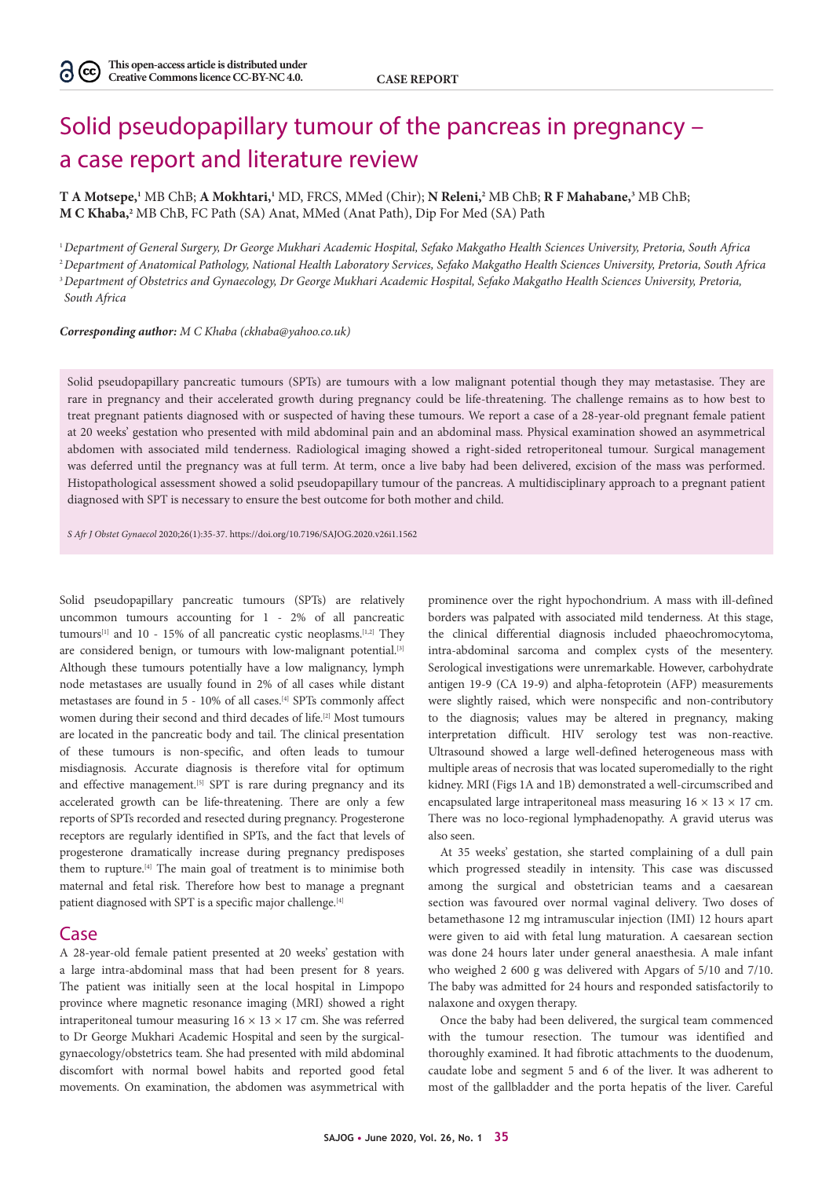This open-access article is distributed under Creative Commons licence CC-BY-NC 4.0.

CASE REPORT

# Solid pseudopapillary tumour of the pancreas in pregnancy – a case report and literature review

**T A Motsepe,**[1] MB ChB; **A Mokhtari,**[1] MD, FRCS, MMed (Chir); **N Releni,**[2] MB ChB; **R F Mahabane,**[3] MB ChB; **M C Khaba,**[2] MB ChB, FC Path (SA) Anat, MMed (Anat Path), Dip For Med (SA) Path

[1] *Department of General Surgery, Dr George Mukhari Academic Hospital, Sefako Makgatho Health Sciences University, Pretoria, South Africa*
[2] *Department of Anatomical Pathology, National Health Laboratory Services, Sefako Makgatho Health Sciences University, Pretoria, South Africa*
[3] *Department of Obstetrics and Gynaecology, Dr George Mukhari Academic Hospital, Sefako Makgatho Health Sciences University, Pretoria, South Africa*

***Corresponding author:*** *M C Khaba (ckhaba@yahoo.co.uk)*

Solid pseudopapillary pancreatic tumours (SPTs) are tumours with a low malignant potential though they may metastasise. They are rare in pregnancy and their accelerated growth during pregnancy could be life-threatening. The challenge remains as to how best to treat pregnant patients diagnosed with or suspected of having these tumours. We report a case of a 28-year-old pregnant female patient at 20 weeks' gestation who presented with mild abdominal pain and an abdominal mass. Physical examination showed an asymmetrical abdomen with associated mild tenderness. Radiological imaging showed a right-sided retroperitoneal tumour. Surgical management was deferred until the pregnancy was at full term. At term, once a live baby had been delivered, excision of the mass was performed. Histopathological assessment showed a solid pseudopapillary tumour of the pancreas. A multidisciplinary approach to a pregnant patient diagnosed with SPT is necessary to ensure the best outcome for both mother and child.

*S Afr J Obstet Gynaecol* 2020;26(1):35-37. https://doi.org/10.7196/SAJOG.2020.v26i1.1562

Solid pseudopapillary pancreatic tumours (SPTs) are relatively uncommon tumours accounting for 1 - 2% of all pancreatic tumours[1] and 10 - 15% of all pancreatic cystic neoplasms.[1,2] They are considered benign, or tumours with low-malignant potential.[3] Although these tumours potentially have a low malignancy, lymph node metastases are usually found in 2% of all cases while distant metastases are found in 5 - 10% of all cases.[4] SPTs commonly affect women during their second and third decades of life.[2] Most tumours are located in the pancreatic body and tail. The clinical presentation of these tumours is non-specific, and often leads to tumour misdiagnosis. Accurate diagnosis is therefore vital for optimum and effective management.[5] SPT is rare during pregnancy and its accelerated growth can be life-threatening. There are only a few reports of SPTs recorded and resected during pregnancy. Progesterone receptors are regularly identified in SPTs, and the fact that levels of progesterone dramatically increase during pregnancy predisposes them to rupture.[4] The main goal of treatment is to minimise both maternal and fetal risk. Therefore how best to manage a pregnant patient diagnosed with SPT is a specific major challenge.[4]

## Case

A 28-year-old female patient presented at 20 weeks' gestation with a large intra-abdominal mass that had been present for 8 years. The patient was initially seen at the local hospital in Limpopo province where magnetic resonance imaging (MRI) showed a right intraperitoneal tumour measuring 16 × 13 × 17 cm. She was referred to Dr George Mukhari Academic Hospital and seen by the surgical-gynaecology/obstetrics team. She had presented with mild abdominal discomfort with normal bowel habits and reported good fetal movements. On examination, the abdomen was asymmetrical with prominence over the right hypochondrium. A mass with ill-defined borders was palpated with associated mild tenderness. At this stage, the clinical differential diagnosis included phaeochromocytoma, intra-abdominal sarcoma and complex cysts of the mesentery. Serological investigations were unremarkable. However, carbohydrate antigen 19-9 (CA 19-9) and alpha-fetoprotein (AFP) measurements were slightly raised, which were nonspecific and non-contributory to the diagnosis; values may be altered in pregnancy, making interpretation difficult. HIV serology test was non-reactive. Ultrasound showed a large well-defined heterogeneous mass with multiple areas of necrosis that was located superomedially to the right kidney. MRI (Figs 1A and 1B) demonstrated a well-circumscribed and encapsulated large intraperitoneal mass measuring 16 × 13 × 17 cm. There was no loco-regional lymphadenopathy. A gravid uterus was also seen.

At 35 weeks' gestation, she started complaining of a dull pain which progressed steadily in intensity. This case was discussed among the surgical and obstetrician teams and a caesarean section was favoured over normal vaginal delivery. Two doses of betamethasone 12 mg intramuscular injection (IMI) 12 hours apart were given to aid with fetal lung maturation. A caesarean section was done 24 hours later under general anaesthesia. A male infant who weighed 2 600 g was delivered with Apgars of 5/10 and 7/10. The baby was admitted for 24 hours and responded satisfactorily to nalaxone and oxygen therapy.

Once the baby had been delivered, the surgical team commenced with the tumour resection. The tumour was identified and thoroughly examined. It had fibrotic attachments to the duodenum, caudate lobe and segment 5 and 6 of the liver. It was adherent to most of the gallbladder and the porta hepatis of the liver. Careful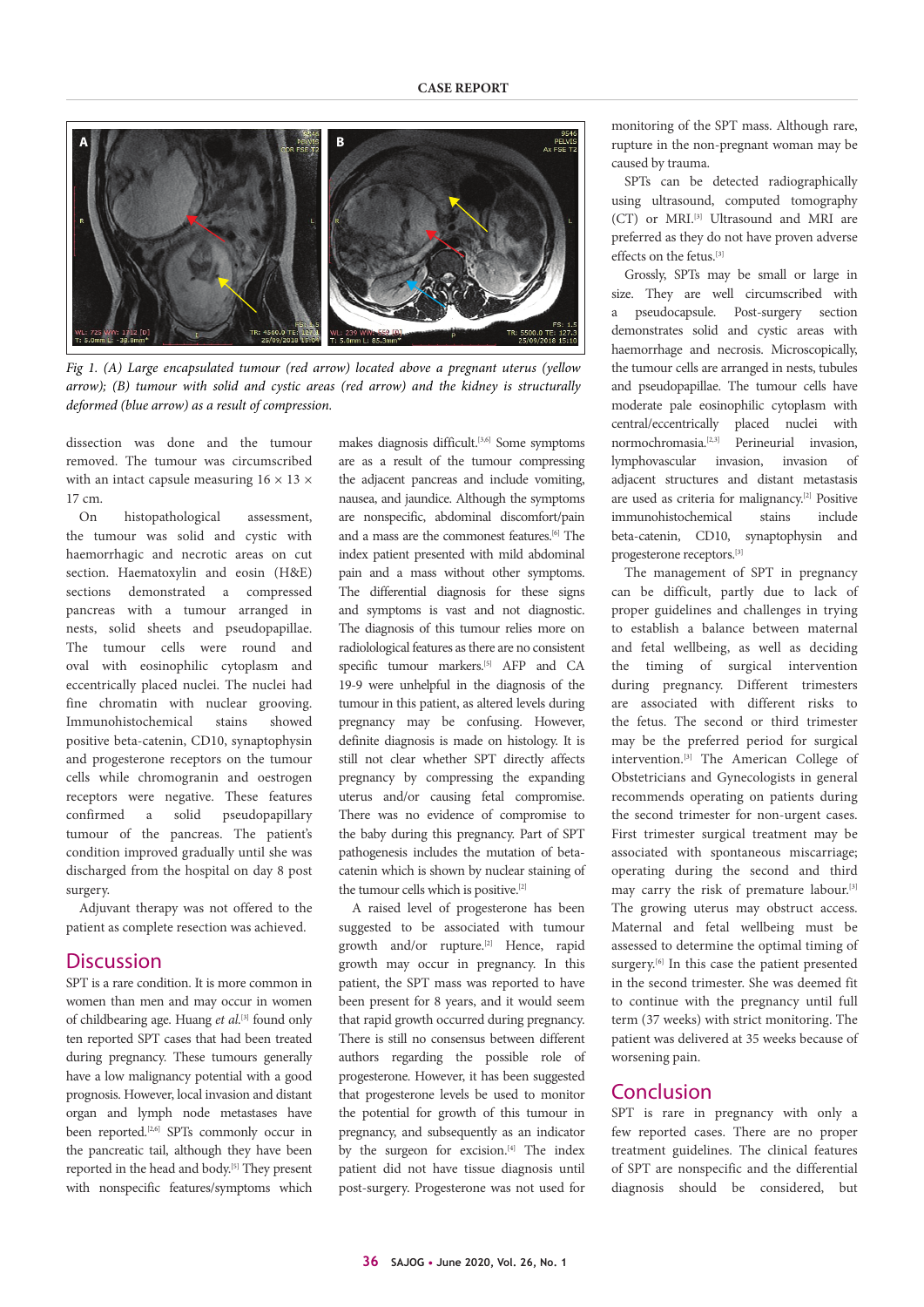Fig 1. (A) Large encapsulated tumour (red arrow) located above a pregnant uterus (yellow arrow); (B) tumour with solid and cystic areas (red arrow) and the kidney is structurally deformed (blue arrow) as a result of compression.

dissection was done and the tumour removed. The tumour was circumscribed with an intact capsule measuring 16 × 13 × 17 cm.

On histopathological assessment, the tumour was solid and cystic with haemorrhagic and necrotic areas on cut section. Haematoxylin and eosin (H&E) sections demonstrated a compressed pancreas with a tumour arranged in nests, solid sheets and pseudopapillae. The tumour cells were round and oval with eosinophilic cytoplasm and eccentrically placed nuclei. The nuclei had fine chromatin with nuclear grooving. Immunohistochemical stains showed positive beta-catenin, CD10, synaptophysin and progesterone receptors on the tumour cells while chromogranin and oestrogen receptors were negative. These features confirmed a solid pseudopapillary tumour of the pancreas. The patient's condition improved gradually until she was discharged from the hospital on day 8 post surgery.

Adjuvant therapy was not offered to the patient as complete resection was achieved.

## Discussion

SPT is a rare condition. It is more common in women than men and may occur in women of childbearing age. Huang *et al.*[3] found only ten reported SPT cases that had been treated during pregnancy. These tumours generally have a low malignancy potential with a good prognosis. However, local invasion and distant organ and lymph node metastases have been reported.[2,6] SPTs commonly occur in the pancreatic tail, although they have been reported in the head and body.[5] They present with nonspecific features/symptoms which makes diagnosis difficult.[3,6] Some symptoms are as a result of the tumour compressing the adjacent pancreas and include vomiting, nausea, and jaundice. Although the symptoms are nonspecific, abdominal discomfort/pain and a mass are the commonest features.[6] The index patient presented with mild abdominal pain and a mass without other symptoms. The differential diagnosis for these signs and symptoms is vast and not diagnostic. The diagnosis of this tumour relies more on radiolological features as there are no consistent specific tumour markers.[5] AFP and CA 19-9 were unhelpful in the diagnosis of the tumour in this patient, as altered levels during pregnancy may be confusing. However, definite diagnosis is made on histology. It is still not clear whether SPT directly affects pregnancy by compressing the expanding uterus and/or causing fetal compromise. There was no evidence of compromise to the baby during this pregnancy. Part of SPT pathogenesis includes the mutation of beta-catenin which is shown by nuclear staining of the tumour cells which is positive.[2]

A raised level of progesterone has been suggested to be associated with tumour growth and/or rupture.[2] Hence, rapid growth may occur in pregnancy. In this patient, the SPT mass was reported to have been present for 8 years, and it would seem that rapid growth occurred during pregnancy. There is still no consensus between different authors regarding the possible role of progesterone. However, it has been suggested that progesterone levels be used to monitor the potential for growth of this tumour in pregnancy, and subsequently as an indicator by the surgeon for excision.[4] The index patient did not have tissue diagnosis until post-surgery. Progesterone was not used for monitoring of the SPT mass. Although rare, rupture in the non-pregnant woman may be caused by trauma.

SPTs can be detected radiographically using ultrasound, computed tomography (CT) or MRI.[3] Ultrasound and MRI are preferred as they do not have proven adverse effects on the fetus.[3]

Grossly, SPTs may be small or large in size. They are well circumscribed with a pseudocapsule. Post-surgery section demonstrates solid and cystic areas with haemorrhage and necrosis. Microscopically, the tumour cells are arranged in nests, tubules and pseudopapillae. The tumour cells have moderate pale eosinophilic cytoplasm with central/eccentrically placed nuclei with normochromasia.[2,3] Perineurial invasion, lymphovascular invasion, invasion of adjacent structures and distant metastasis are used as criteria for malignancy.[2] Positive immunohistochemical stains include beta-catenin, CD10, synaptophysin and progesterone receptors.[3]

The management of SPT in pregnancy can be difficult, partly due to lack of proper guidelines and challenges in trying to establish a balance between maternal and fetal wellbeing, as well as deciding the timing of surgical intervention during pregnancy. Different trimesters are associated with different risks to the fetus. The second or third trimester may be the preferred period for surgical intervention.[3] The American College of Obstetricians and Gynecologists in general recommends operating on patients during the second trimester for non-urgent cases. First trimester surgical treatment may be associated with spontaneous miscarriage; operating during the second and third may carry the risk of premature labour.[3] The growing uterus may obstruct access. Maternal and fetal wellbeing must be assessed to determine the optimal timing of surgery.[6] In this case the patient presented in the second trimester. She was deemed fit to continue with the pregnancy until full term (37 weeks) with strict monitoring. The patient was delivered at 35 weeks because of worsening pain.

## Conclusion

SPT is rare in pregnancy with only a few reported cases. There are no proper treatment guidelines. The clinical features of SPT are nonspecific and the differential diagnosis should be considered, but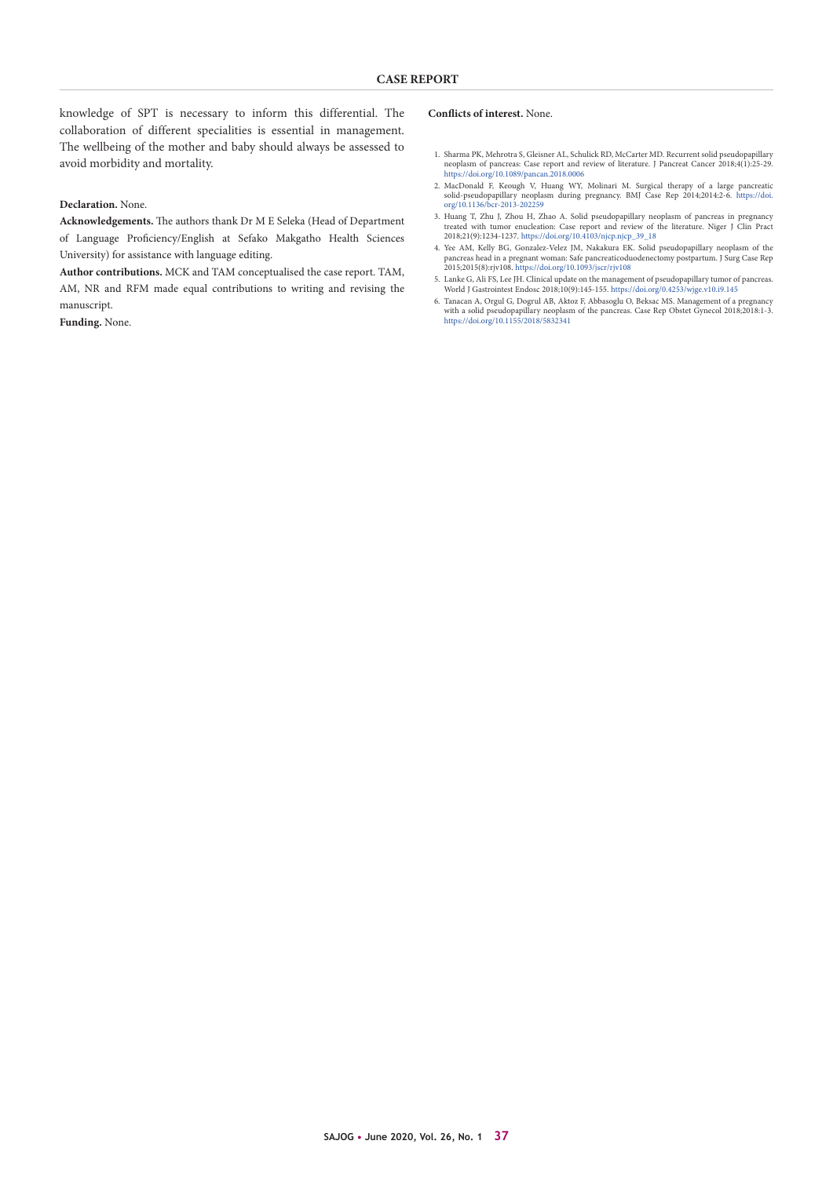knowledge of SPT is necessary to inform this differential. The collaboration of different specialities is essential in management. The wellbeing of the mother and baby should always be assessed to avoid morbidity and mortality.

**Declaration.** None.

**Acknowledgements.** The authors thank Dr M E Seleka (Head of Department of Language Proficiency/English at Sefako Makgatho Health Sciences University) for assistance with language editing.

**Author contributions.** MCK and TAM conceptualised the case report. TAM, AM, NR and RFM made equal contributions to writing and revising the manuscript.

**Funding.** None.

**Conflicts of interest.** None.

1. Sharma PK, Mehrotra S, Gleisner AL, Schulick RD, McCarter MD. Recurrent solid pseudopapillary neoplasm of pancreas: Case report and review of literature. J Pancreat Cancer 2018;4(1):25-29. https://doi.org/10.1089/pancan.2018.0006
2. MacDonald F, Keough V, Huang WY, Molinari M. Surgical therapy of a large pancreatic solid-pseudopapillary neoplasm during pregnancy. BMJ Case Rep 2014;2014:2-6. https://doi.org/10.1136/bcr-2013-202259
3. Huang T, Zhu J, Zhou H, Zhao A. Solid pseudopapillary neoplasm of pancreas in pregnancy treated with tumor enucleation: Case report and review of the literature. Niger J Clin Pract 2018;21(9):1234-1237. https://doi.org/10.4103/njcp.njcp_39_18
4. Yee AM, Kelly BG, Gonzalez-Velez JM, Nakakura EK. Solid pseudopapillary neoplasm of the pancreas head in a pregnant woman: Safe pancreaticoduodenectomy postpartum. J Surg Case Rep 2015;2015(8):rjv108. https://doi.org/10.1093/jscr/rjv108
5. Lanke G, Ali FS, Lee JH. Clinical update on the management of pseudopapillary tumor of pancreas. World J Gastrointest Endosc 2018;10(9):145-155. https://doi.org/0.4253/wjge.v10.i9.145
6. Tanacan A, Orgul G, Dogrul AB, Aktoz F, Abbasoglu O, Beksac MS. Management of a pregnancy with a solid pseudopapillary neoplasm of the pancreas. Case Rep Obstet Gynecol 2018;2018:1-3. https://doi.org/10.1155/2018/5832341